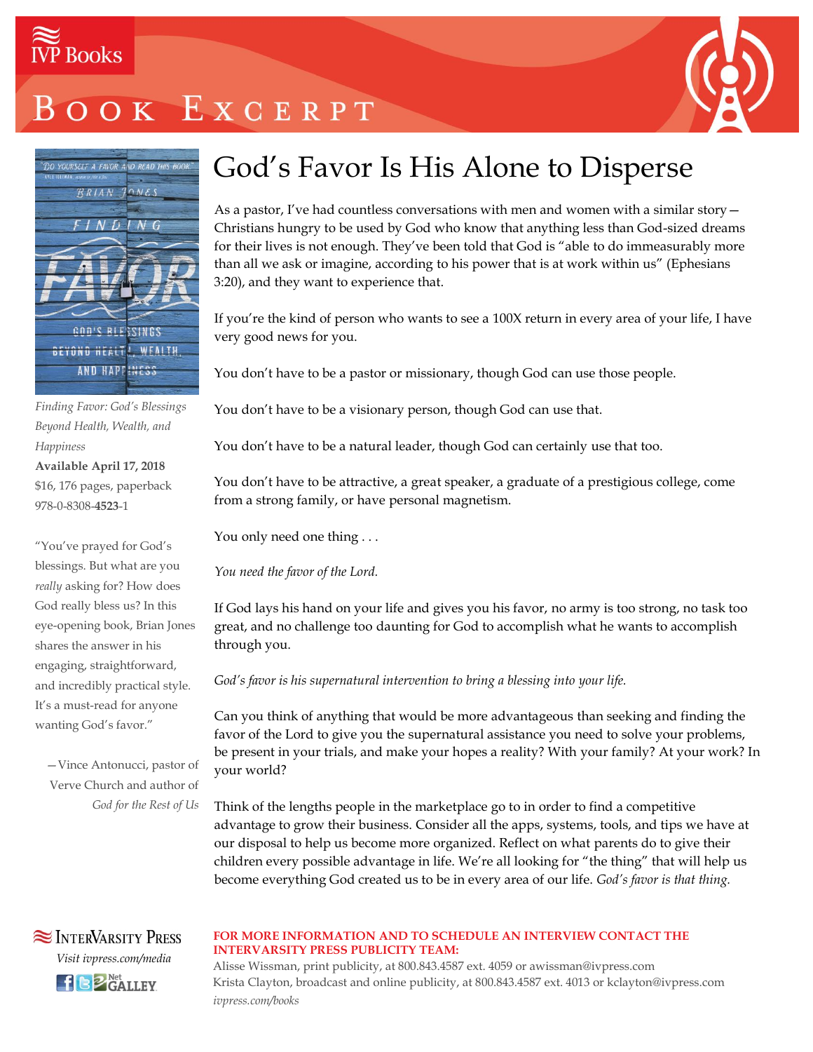IVP Books

# Book Excerpt

## God's Favor Is His Alone to Disperse

As a pastor, I've had countless conversations with men and women with a similar story—Christians hungry to be used by God who know that anything less than God-sized dreams for their lives is not enough. They've been told that God is "able to do immeasurably more than all we ask or imagine, according to his power that is at work within us" (Ephesians 3:20), and they want to experience that.

If you're the kind of person who wants to see a 100X return in every area of your life, I have very good news for you.

You don't have to be a pastor or missionary, though God can use those people.

You don't have to be a visionary person, though God can use that.

You don't have to be a natural leader, though God can certainly use that too.

You don't have to be attractive, a great speaker, a graduate of a prestigious college, come from a strong family, or have personal magnetism.

You only need one thing . . .

*You need the favor of the Lord.*

If God lays his hand on your life and gives you his favor, no army is too strong, no task too great, and no challenge too daunting for God to accomplish what he wants to accomplish through you.

*God's favor is his supernatural intervention to bring a blessing into your life.*

Can you think of anything that would be more advantageous than seeking and finding the favor of the Lord to give you the supernatural assistance you need to solve your problems, be present in your trials, and make your hopes a reality? With your family? At your work? In your world?

Think of the lengths people in the marketplace go to in order to find a competitive advantage to grow their business. Consider all the apps, systems, tools, and tips we have at our disposal to help us become more organized. Reflect on what parents do to give their children every possible advantage in life. We're all looking for "the thing" that will help us become everything God created us to be in every area of our life. *God's favor is that thing.*

---

"Do yourself a favor and read this book."

Brian Jones

Finding Favor

God's Blessings Beyond Health, Wealth, and Happiness

*Finding Favor: God's Blessings Beyond Health, Wealth, and Happiness*
**Available April 17, 2018**
$16, 176 pages, paperback
978-0-8308-**4523**-1

"You've prayed for God's blessings. But what are you *really* asking for? How does God really bless us? In this eye-opening book, Brian Jones shares the answer in his engaging, straightforward, and incredibly practical style. It's a must-read for anyone wanting God's favor."

—Vince Antonucci, pastor of Verve Church and author of *God for the Rest of Us*

---

InterVarsity Press
*Visit ivpress.com/media*

**FOR MORE INFORMATION AND TO SCHEDULE AN INTERVIEW CONTACT THE INTERVARSITY PRESS PUBLICITY TEAM:**

Alisse Wissman, print publicity, at 800.843.4587 ext. 4059 or awissman@ivpress.com
Krista Clayton, broadcast and online publicity, at 800.843.4587 ext. 4013 or kclayton@ivpress.com
*ivpress.com/books*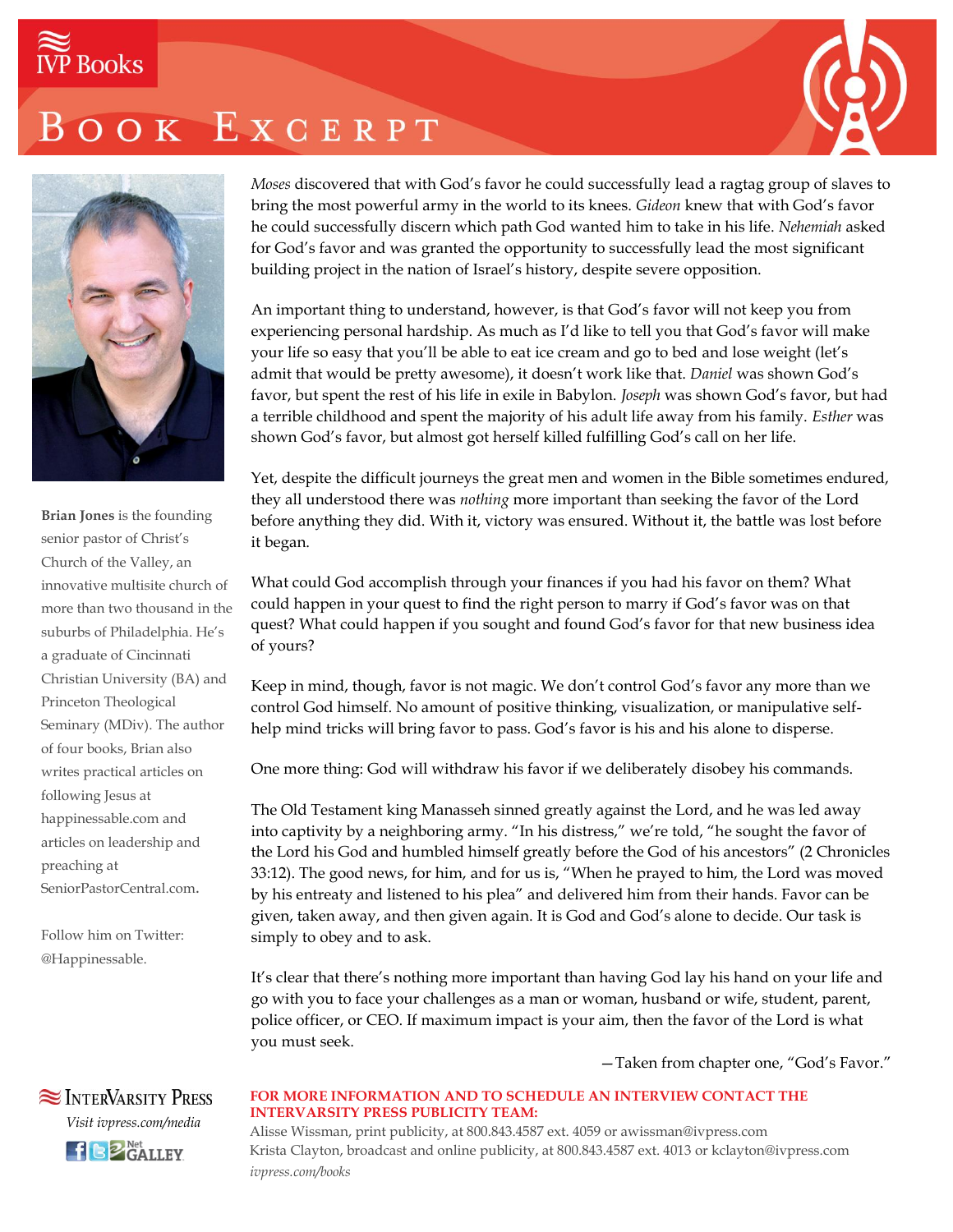# Book Excerpt

*Moses* discovered that with God's favor he could successfully lead a ragtag group of slaves to bring the most powerful army in the world to its knees. *Gideon* knew that with God's favor he could successfully discern which path God wanted him to take in his life. *Nehemiah* asked for God's favor and was granted the opportunity to successfully lead the most significant building project in the nation of Israel's history, despite severe opposition.

An important thing to understand, however, is that God's favor will not keep you from experiencing personal hardship. As much as I'd like to tell you that God's favor will make your life so easy that you'll be able to eat ice cream and go to bed and lose weight (let's admit that would be pretty awesome), it doesn't work like that. *Daniel* was shown God's favor, but spent the rest of his life in exile in Babylon. *Joseph* was shown God's favor, but had a terrible childhood and spent the majority of his adult life away from his family. *Esther* was shown God's favor, but almost got herself killed fulfilling God's call on her life.

Yet, despite the difficult journeys the great men and women in the Bible sometimes endured, they all understood there was *nothing* more important than seeking the favor of the Lord before anything they did. With it, victory was ensured. Without it, the battle was lost before it began.

What could God accomplish through your finances if you had his favor on them? What could happen in your quest to find the right person to marry if God's favor was on that quest? What could happen if you sought and found God's favor for that new business idea of yours?

Keep in mind, though, favor is not magic. We don't control God's favor any more than we control God himself. No amount of positive thinking, visualization, or manipulative self-help mind tricks will bring favor to pass. God's favor is his and his alone to disperse.

One more thing: God will withdraw his favor if we deliberately disobey his commands.

The Old Testament king Manasseh sinned greatly against the Lord, and he was led away into captivity by a neighboring army. "In his distress," we're told, "he sought the favor of the Lord his God and humbled himself greatly before the God of his ancestors" (2 Chronicles 33:12). The good news, for him, and for us is, "When he prayed to him, the Lord was moved by his entreaty and listened to his plea" and delivered him from their hands. Favor can be given, taken away, and then given again. It is God and God's alone to decide. Our task is simply to obey and to ask.

It's clear that there's nothing more important than having God lay his hand on your life and go with you to face your challenges as a man or woman, husband or wife, student, parent, police officer, or CEO. If maximum impact is your aim, then the favor of the Lord is what you must seek.

—Taken from chapter one, "God's Favor."

**Brian Jones** is the founding senior pastor of Christ's Church of the Valley, an innovative multisite church of more than two thousand in the suburbs of Philadelphia. He's a graduate of Cincinnati Christian University (BA) and Princeton Theological Seminary (MDiv). The author of four books, Brian also writes practical articles on following Jesus at happinessable.com and articles on leadership and preaching at SeniorPastorCentral.com.

Follow him on Twitter: @Happinessable.

InterVarsity Press
*Visit ivpress.com/media*

**FOR MORE INFORMATION AND TO SCHEDULE AN INTERVIEW CONTACT THE INTERVARSITY PRESS PUBLICITY TEAM:**
Alisse Wissman, print publicity, at 800.843.4587 ext. 4059 or awissman@ivpress.com
Krista Clayton, broadcast and online publicity, at 800.843.4587 ext. 4013 or kclayton@ivpress.com
*ivpress.com/books*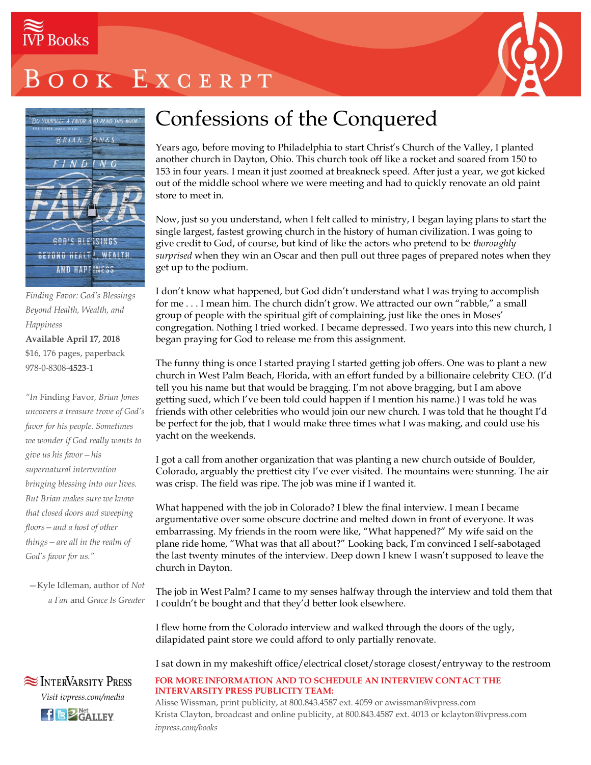IVP Books

# Book Excerpt

# Confessions of the Conquered

Years ago, before moving to Philadelphia to start Christ's Church of the Valley, I planted another church in Dayton, Ohio. This church took off like a rocket and soared from 150 to 153 in four years. I mean it just zoomed at breakneck speed. After just a year, we got kicked out of the middle school where we were meeting and had to quickly renovate an old paint store to meet in.

Now, just so you understand, when I felt called to ministry, I began laying plans to start the single largest, fastest growing church in the history of human civilization. I was going to give credit to God, of course, but kind of like the actors who pretend to be *thoroughly surprised* when they win an Oscar and then pull out three pages of prepared notes when they get up to the podium.

I don't know what happened, but God didn't understand what I was trying to accomplish for me . . . I mean him. The church didn't grow. We attracted our own "rabble," a small group of people with the spiritual gift of complaining, just like the ones in Moses' congregation. Nothing I tried worked. I became depressed. Two years into this new church, I began praying for God to release me from this assignment.

The funny thing is once I started praying I started getting job offers. One was to plant a new church in West Palm Beach, Florida, with an effort funded by a billionaire celebrity CEO. (I'd tell you his name but that would be bragging. I'm not above bragging, but I am above getting sued, which I've been told could happen if I mention his name.) I was told he was friends with other celebrities who would join our new church. I was told that he thought I'd be perfect for the job, that I would make three times what I was making, and could use his yacht on the weekends.

I got a call from another organization that was planting a new church outside of Boulder, Colorado, arguably the prettiest city I've ever visited. The mountains were stunning. The air was crisp. The field was ripe. The job was mine if I wanted it.

What happened with the job in Colorado? I blew the final interview. I mean I became argumentative over some obscure doctrine and melted down in front of everyone. It was embarrassing. My friends in the room were like, "What happened?" My wife said on the plane ride home, "What was that all about?" Looking back, I'm convinced I self-sabotaged the last twenty minutes of the interview. Deep down I knew I wasn't supposed to leave the church in Dayton.

The job in West Palm? I came to my senses halfway through the interview and told them that I couldn't be bought and that they'd better look elsewhere.

I flew home from the Colorado interview and walked through the doors of the ugly, dilapidated paint store we could afford to only partially renovate.

I sat down in my makeshift office/electrical closet/storage closest/entryway to the restroom

*Finding Favor: God's Blessings Beyond Health, Wealth, and Happiness*
**Available April 17, 2018**
$16, 176 pages, paperback
978-0-8308-**4523**-1

*"In* Finding Favor, *Brian Jones uncovers a treasure trove of God's favor for his people. Sometimes we wonder if God really wants to give us his favor—his supernatural intervention bringing blessing into our lives. But Brian makes sure we know that closed doors and sweeping floors—and a host of other things—are all in the realm of God's favor for us."*

—Kyle Idleman, author of *Not a Fan* and *Grace Is Greater*

InterVarsity Press
*Visit ivpress.com/media*

**FOR MORE INFORMATION AND TO SCHEDULE AN INTERVIEW CONTACT THE INTERVARSITY PRESS PUBLICITY TEAM:**

Alisse Wissman, print publicity, at 800.843.4587 ext. 4059 or awissman@ivpress.com
Krista Clayton, broadcast and online publicity, at 800.843.4587 ext. 4013 or kclayton@ivpress.com
*ivpress.com/books*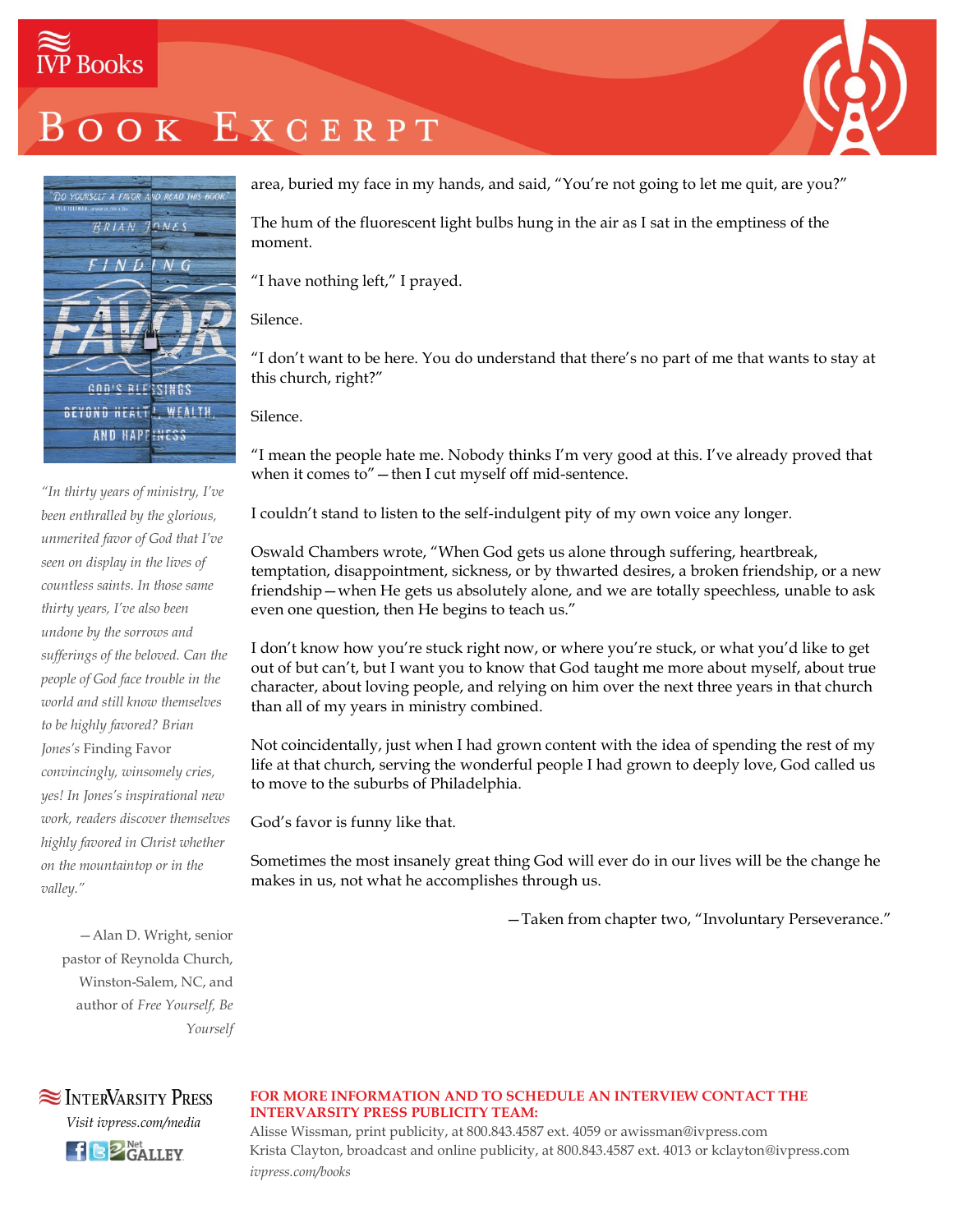# Book Excerpt

area, buried my face in my hands, and said, "You're not going to let me quit, are you?"

The hum of the fluorescent light bulbs hung in the air as I sat in the emptiness of the moment.

"I have nothing left," I prayed.

Silence.

"I don't want to be here. You do understand that there's no part of me that wants to stay at this church, right?"

Silence.

"I mean the people hate me. Nobody thinks I'm very good at this. I've already proved that when it comes to"—then I cut myself off mid-sentence.

I couldn't stand to listen to the self-indulgent pity of my own voice any longer.

Oswald Chambers wrote, "When God gets us alone through suffering, heartbreak, temptation, disappointment, sickness, or by thwarted desires, a broken friendship, or a new friendship—when He gets us absolutely alone, and we are totally speechless, unable to ask even one question, then He begins to teach us."

I don't know how you're stuck right now, or where you're stuck, or what you'd like to get out of but can't, but I want you to know that God taught me more about myself, about true character, about loving people, and relying on him over the next three years in that church than all of my years in ministry combined.

Not coincidentally, just when I had grown content with the idea of spending the rest of my life at that church, serving the wonderful people I had grown to deeply love, God called us to move to the suburbs of Philadelphia.

God's favor is funny like that.

Sometimes the most insanely great thing God will ever do in our lives will be the change he makes in us, not what he accomplishes through us.

—Taken from chapter two, "Involuntary Perseverance."

*"In thirty years of ministry, I've been enthralled by the glorious, unmerited favor of God that I've seen on display in the lives of countless saints. In those same thirty years, I've also been undone by the sorrows and sufferings of the beloved. Can the people of God face trouble in the world and still know themselves to be highly favored? Brian Jones's* Finding Favor *convincingly, winsomely cries, yes! In Jones's inspirational new work, readers discover themselves highly favored in Christ whether on the mountaintop or in the valley."*

—Alan D. Wright, senior pastor of Reynolda Church, Winston-Salem, NC, and author of *Free Yourself, Be Yourself*

InterVarsity Press

*Visit ivpress.com/media*

**FOR MORE INFORMATION AND TO SCHEDULE AN INTERVIEW CONTACT THE INTERVARSITY PRESS PUBLICITY TEAM:**

Alisse Wissman, print publicity, at 800.843.4587 ext. 4059 or awissman@ivpress.com

Krista Clayton, broadcast and online publicity, at 800.843.4587 ext. 4013 or kclayton@ivpress.com

*ivpress.com/books*